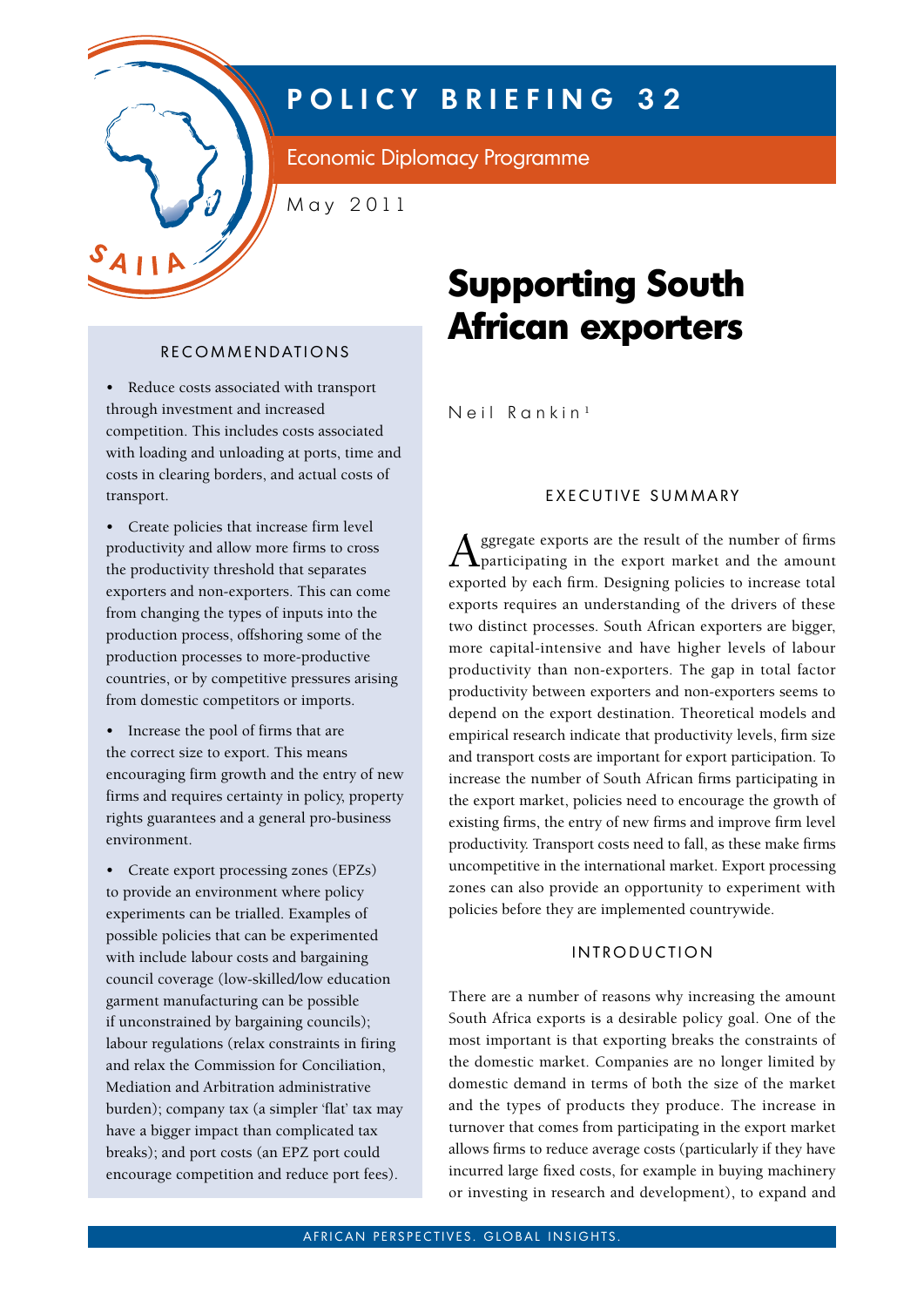# POLICY BRIEFING 32

Economic Diplomacy Programme

May 2011

# Supporting South African exporters

Neil Rankin[1]

## EXECUTIVE SUMMARY

Aggregate exports are the result of the number of firms participating in the export market and the amount exported by each firm. Designing policies to increase total exports requires an understanding of the drivers of these two distinct processes. South African exporters are bigger, more capital-intensive and have higher levels of labour productivity than non-exporters. The gap in total factor productivity between exporters and non-exporters seems to depend on the export destination. Theoretical models and empirical research indicate that productivity levels, firm size and transport costs are important for export participation. To increase the number of South African firms participating in the export market, policies need to encourage the growth of existing firms, the entry of new firms and improve firm level productivity. Transport costs need to fall, as these make firms uncompetitive in the international market. Export processing zones can also provide an opportunity to experiment with policies before they are implemented countrywide.

## RECOMMENDATIONS

- Reduce costs associated with transport through investment and increased competition. This includes costs associated with loading and unloading at ports, time and costs in clearing borders, and actual costs of transport.
- Create policies that increase firm level productivity and allow more firms to cross the productivity threshold that separates exporters and non-exporters. This can come from changing the types of inputs into the production process, offshoring some of the production processes to more-productive countries, or by competitive pressures arising from domestic competitors or imports.
- Increase the pool of firms that are the correct size to export. This means encouraging firm growth and the entry of new firms and requires certainty in policy, property rights guarantees and a general pro-business environment.
- Create export processing zones (EPZs) to provide an environment where policy experiments can be trialled. Examples of possible policies that can be experimented with include labour costs and bargaining council coverage (low-skilled/low education garment manufacturing can be possible if unconstrained by bargaining councils); labour regulations (relax constraints in firing and relax the Commission for Conciliation, Mediation and Arbitration administrative burden); company tax (a simpler 'flat' tax may have a bigger impact than complicated tax breaks); and port costs (an EPZ port could encourage competition and reduce port fees).

## INTRODUCTION

There are a number of reasons why increasing the amount South Africa exports is a desirable policy goal. One of the most important is that exporting breaks the constraints of the domestic market. Companies are no longer limited by domestic demand in terms of both the size of the market and the types of products they produce. The increase in turnover that comes from participating in the export market allows firms to reduce average costs (particularly if they have incurred large fixed costs, for example in buying machinery or investing in research and development), to expand and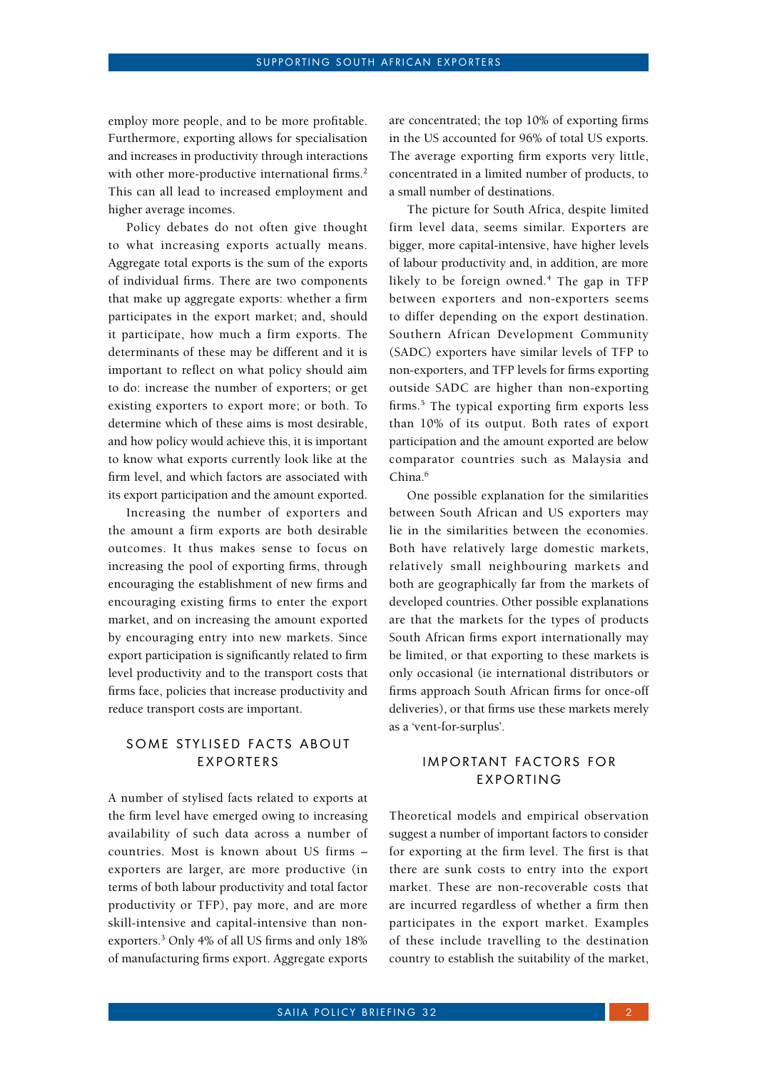employ more people, and to be more profitable. Furthermore, exporting allows for specialisation and increases in productivity through interactions with other more-productive international firms.[2] This can all lead to increased employment and higher average incomes.

Policy debates do not often give thought to what increasing exports actually means. Aggregate total exports is the sum of the exports of individual firms. There are two components that make up aggregate exports: whether a firm participates in the export market; and, should it participate, how much a firm exports. The determinants of these may be different and it is important to reflect on what policy should aim to do: increase the number of exporters; or get existing exporters to export more; or both. To determine which of these aims is most desirable, and how policy would achieve this, it is important to know what exports currently look like at the firm level, and which factors are associated with its export participation and the amount exported.

Increasing the number of exporters and the amount a firm exports are both desirable outcomes. It thus makes sense to focus on increasing the pool of exporting firms, through encouraging the establishment of new firms and encouraging existing firms to enter the export market, and on increasing the amount exported by encouraging entry into new markets. Since export participation is significantly related to firm level productivity and to the transport costs that firms face, policies that increase productivity and reduce transport costs are important.

## SOME STYLISED FACTS ABOUT EXPORTERS

A number of stylised facts related to exports at the firm level have emerged owing to increasing availability of such data across a number of countries. Most is known about US firms – exporters are larger, are more productive (in terms of both labour productivity and total factor productivity or TFP), pay more, and are more skill-intensive and capital-intensive than non-exporters.[3] Only 4% of all US firms and only 18% of manufacturing firms export. Aggregate exports are concentrated; the top 10% of exporting firms in the US accounted for 96% of total US exports. The average exporting firm exports very little, concentrated in a limited number of products, to a small number of destinations.

The picture for South Africa, despite limited firm level data, seems similar. Exporters are bigger, more capital-intensive, have higher levels of labour productivity and, in addition, are more likely to be foreign owned.[4] The gap in TFP between exporters and non-exporters seems to differ depending on the export destination. Southern African Development Community (SADC) exporters have similar levels of TFP to non-exporters, and TFP levels for firms exporting outside SADC are higher than non-exporting firms.[5] The typical exporting firm exports less than 10% of its output. Both rates of export participation and the amount exported are below comparator countries such as Malaysia and China.[6]

One possible explanation for the similarities between South African and US exporters may lie in the similarities between the economies. Both have relatively large domestic markets, relatively small neighbouring markets and both are geographically far from the markets of developed countries. Other possible explanations are that the markets for the types of products South African firms export internationally may be limited, or that exporting to these markets is only occasional (ie international distributors or firms approach South African firms for once-off deliveries), or that firms use these markets merely as a 'vent-for-surplus'.

## IMPORTANT FACTORS FOR EXPORTING

Theoretical models and empirical observation suggest a number of important factors to consider for exporting at the firm level. The first is that there are sunk costs to entry into the export market. These are non-recoverable costs that are incurred regardless of whether a firm then participates in the export market. Examples of these include travelling to the destination country to establish the suitability of the market,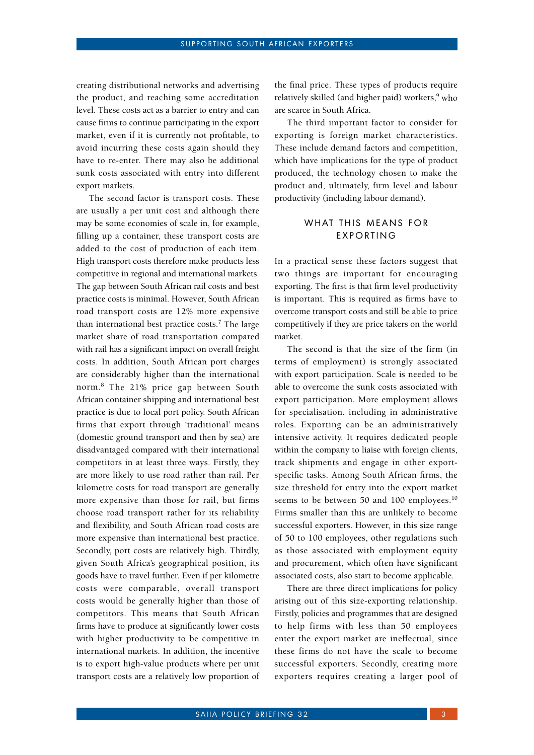creating distributional networks and advertising the product, and reaching some accreditation level. These costs act as a barrier to entry and can cause firms to continue participating in the export market, even if it is currently not profitable, to avoid incurring these costs again should they have to re-enter. There may also be additional sunk costs associated with entry into different export markets.

The second factor is transport costs. These are usually a per unit cost and although there may be some economies of scale in, for example, filling up a container, these transport costs are added to the cost of production of each item. High transport costs therefore make products less competitive in regional and international markets. The gap between South African rail costs and best practice costs is minimal. However, South African road transport costs are 12% more expensive than international best practice costs.[7] The large market share of road transportation compared with rail has a significant impact on overall freight costs. In addition, South African port charges are considerably higher than the international norm.[8] The 21% price gap between South African container shipping and international best practice is due to local port policy. South African firms that export through 'traditional' means (domestic ground transport and then by sea) are disadvantaged compared with their international competitors in at least three ways. Firstly, they are more likely to use road rather than rail. Per kilometre costs for road transport are generally more expensive than those for rail, but firms choose road transport rather for its reliability and flexibility, and South African road costs are more expensive than international best practice. Secondly, port costs are relatively high. Thirdly, given South Africa's geographical position, its goods have to travel further. Even if per kilometre costs were comparable, overall transport costs would be generally higher than those of competitors. This means that South African firms have to produce at significantly lower costs with higher productivity to be competitive in international markets. In addition, the incentive is to export high-value products where per unit transport costs are a relatively low proportion of the final price. These types of products require relatively skilled (and higher paid) workers,[9] who are scarce in South Africa.

The third important factor to consider for exporting is foreign market characteristics. These include demand factors and competition, which have implications for the type of product produced, the technology chosen to make the product and, ultimately, firm level and labour productivity (including labour demand).

## WHAT THIS MEANS FOR EXPORTING

In a practical sense these factors suggest that two things are important for encouraging exporting. The first is that firm level productivity is important. This is required as firms have to overcome transport costs and still be able to price competitively if they are price takers on the world market.

The second is that the size of the firm (in terms of employment) is strongly associated with export participation. Scale is needed to be able to overcome the sunk costs associated with export participation. More employment allows for specialisation, including in administrative roles. Exporting can be an administratively intensive activity. It requires dedicated people within the company to liaise with foreign clients, track shipments and engage in other export-specific tasks. Among South African firms, the size threshold for entry into the export market seems to be between 50 and 100 employees.[10] Firms smaller than this are unlikely to become successful exporters. However, in this size range of 50 to 100 employees, other regulations such as those associated with employment equity and procurement, which often have significant associated costs, also start to become applicable.

There are three direct implications for policy arising out of this size-exporting relationship. Firstly, policies and programmes that are designed to help firms with less than 50 employees enter the export market are ineffectual, since these firms do not have the scale to become successful exporters. Secondly, creating more exporters requires creating a larger pool of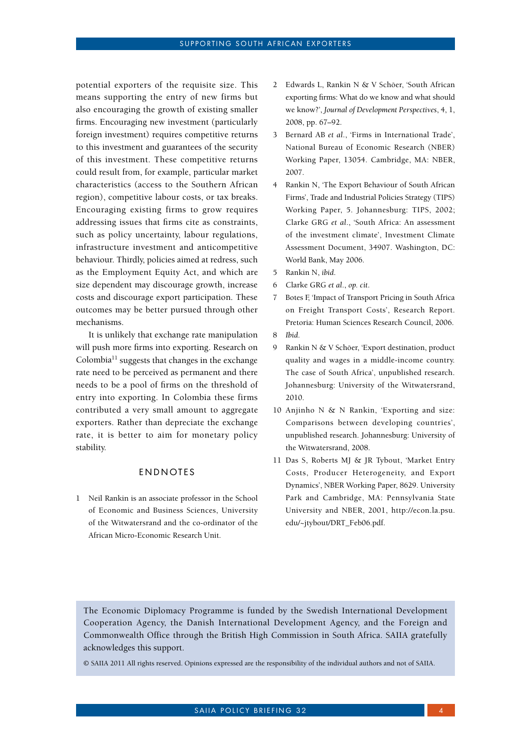potential exporters of the requisite size. This means supporting the entry of new firms but also encouraging the growth of existing smaller firms. Encouraging new investment (particularly foreign investment) requires competitive returns to this investment and guarantees of the security of this investment. These competitive returns could result from, for example, particular market characteristics (access to the Southern African region), competitive labour costs, or tax breaks. Encouraging existing firms to grow requires addressing issues that firms cite as constraints, such as policy uncertainty, labour regulations, infrastructure investment and anticompetitive behaviour. Thirdly, policies aimed at redress, such as the Employment Equity Act, and which are size dependent may discourage growth, increase costs and discourage export participation. These outcomes may be better pursued through other mechanisms.

It is unlikely that exchange rate manipulation will push more firms into exporting. Research on Colombia[11] suggests that changes in the exchange rate need to be perceived as permanent and there needs to be a pool of firms on the threshold of entry into exporting. In Colombia these firms contributed a very small amount to aggregate exporters. Rather than depreciate the exchange rate, it is better to aim for monetary policy stability.

## ENDNOTES

1. Neil Rankin is an associate professor in the School of Economic and Business Sciences, University of the Witwatersrand and the co-ordinator of the African Micro-Economic Research Unit.
2. Edwards L, Rankin N & V Schöer, 'South African exporting firms: What do we know and what should we know?', *Journal of Development Perspectives*, 4, 1, 2008, pp. 67–92.
3. Bernard AB *et al.*, 'Firms in International Trade', National Bureau of Economic Research (NBER) Working Paper, 13054. Cambridge, MA: NBER, 2007.
4. Rankin N, 'The Export Behaviour of South African Firms', Trade and Industrial Policies Strategy (TIPS) Working Paper, 5. Johannesburg: TIPS, 2002; Clarke GRG *et al.*, 'South Africa: An assessment of the investment climate', Investment Climate Assessment Document, 34907. Washington, DC: World Bank, May 2006.
5. Rankin N, *ibid.*
6. Clarke GRG *et al.*, *op. cit*.
7. Botes F, 'Impact of Transport Pricing in South Africa on Freight Transport Costs', Research Report. Pretoria: Human Sciences Research Council, 2006.
8. *Ibid.*
9. Rankin N & V Schöer, 'Export destination, product quality and wages in a middle-income country. The case of South Africa', unpublished research. Johannesburg: University of the Witwatersrand, 2010.
10. Anjinho N & N Rankin, 'Exporting and size: Comparisons between developing countries', unpublished research. Johannesburg: University of the Witwatersrand, 2008.
11. Das S, Roberts MJ & JR Tybout, 'Market Entry Costs, Producer Heterogeneity, and Export Dynamics', NBER Working Paper, 8629. University Park and Cambridge, MA: Pennsylvania State University and NBER, 2001, http://econ.la.psu.edu/~jtybout/DRT_Feb06.pdf.

The Economic Diplomacy Programme is funded by the Swedish International Development Cooperation Agency, the Danish International Development Agency, and the Foreign and Commonwealth Office through the British High Commission in South Africa. SAIIA gratefully acknowledges this support.

© SAIIA 2011 All rights reserved. Opinions expressed are the responsibility of the individual authors and not of SAIIA.